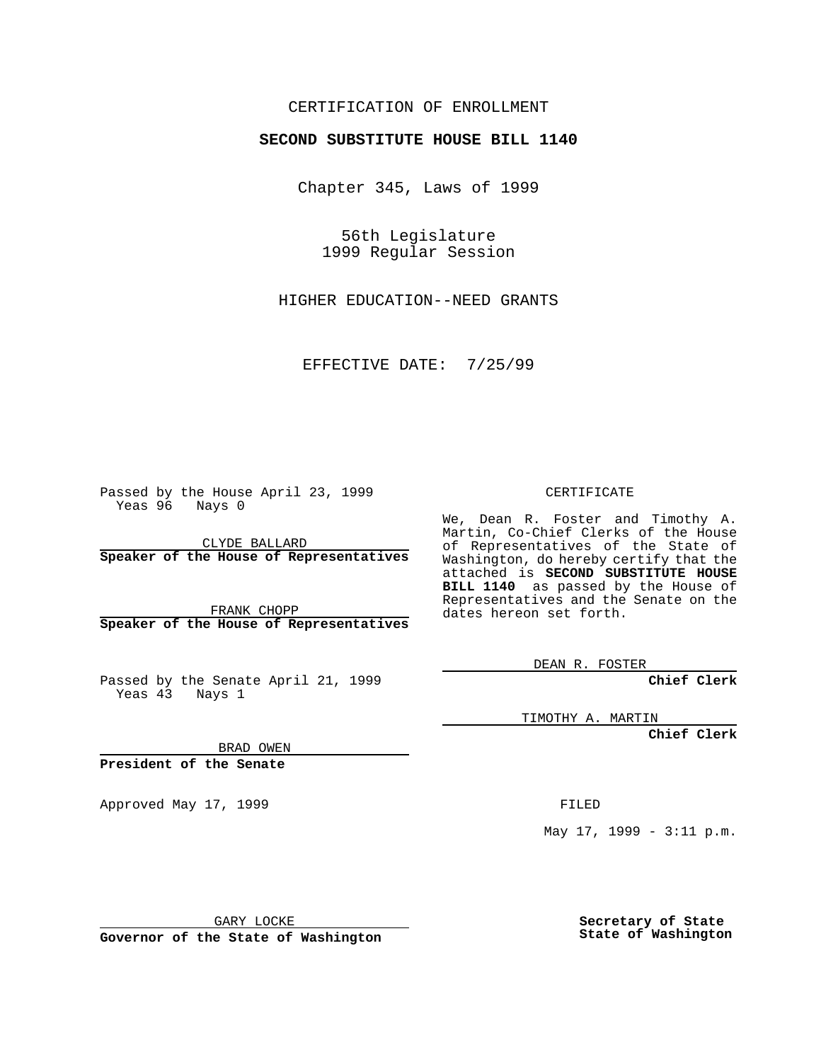CERTIFICATION OF ENROLLMENT

**SECOND SUBSTITUTE HOUSE BILL 1140**

Chapter 345, Laws of 1999

56th Legislature
1999 Regular Session

HIGHER EDUCATION--NEED GRANTS

EFFECTIVE DATE: 7/25/99

Passed by the House April 23, 1999
Yeas 96 Nays 0

CLYDE BALLARD
**Speaker of the House of Representatives**

FRANK CHOPP
**Speaker of the House of Representatives**

Passed by the Senate April 21, 1999
Yeas 43 Nays 1

BRAD OWEN
**President of the Senate**

Approved May 17, 1999

GARY LOCKE
**Governor of the State of Washington**

CERTIFICATE

We, Dean R. Foster and Timothy A. Martin, Co-Chief Clerks of the House of Representatives of the State of Washington, do hereby certify that the attached is **SECOND SUBSTITUTE HOUSE BILL 1140** as passed by the House of Representatives and the Senate on the dates hereon set forth.

DEAN R. FOSTER
**Chief Clerk**

TIMOTHY A. MARTIN
**Chief Clerk**

FILED

May 17, 1999 - 3:11 p.m.

**Secretary of State**
**State of Washington**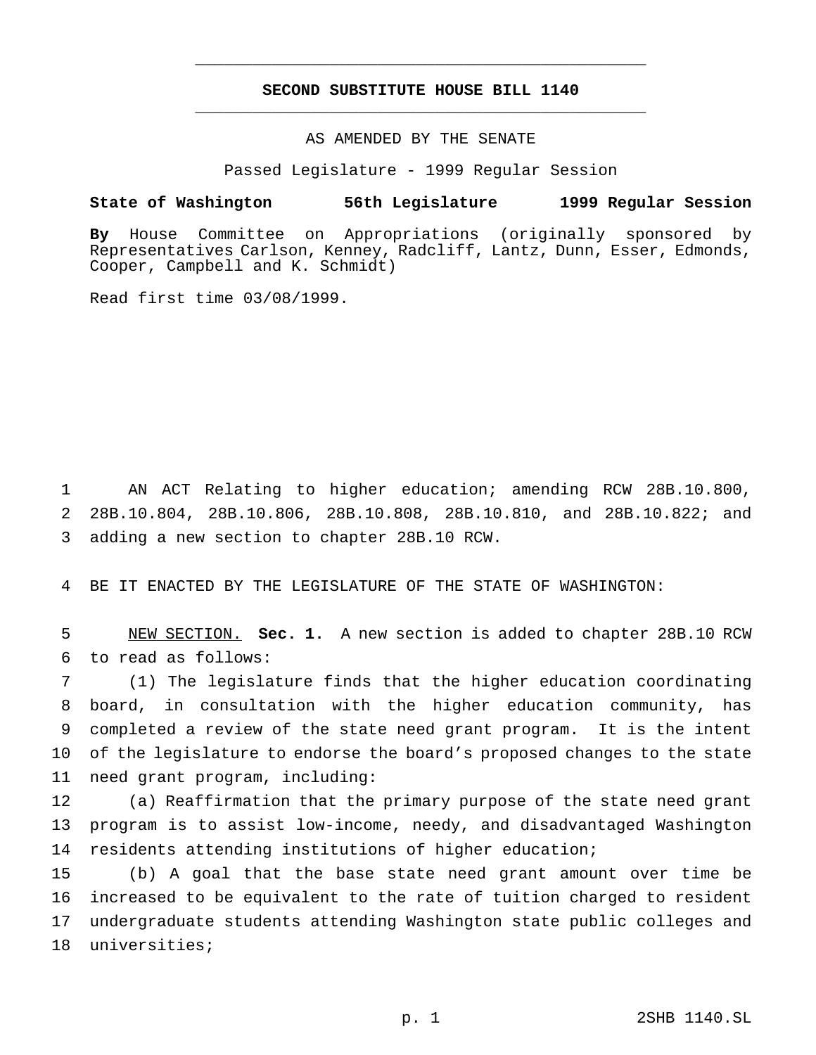# SECOND SUBSTITUTE HOUSE BILL 1140

AS AMENDED BY THE SENATE

Passed Legislature - 1999 Regular Session

**State of Washington 56th Legislature 1999 Regular Session**

**By** House Committee on Appropriations (originally sponsored by Representatives Carlson, Kenney, Radcliff, Lantz, Dunn, Esser, Edmonds, Cooper, Campbell and K. Schmidt)

Read first time 03/08/1999.

AN ACT Relating to higher education; amending RCW 28B.10.800, 28B.10.804, 28B.10.806, 28B.10.808, 28B.10.810, and 28B.10.822; and adding a new section to chapter 28B.10 RCW.

BE IT ENACTED BY THE LEGISLATURE OF THE STATE OF WASHINGTON:

NEW SECTION. **Sec. 1.** A new section is added to chapter 28B.10 RCW to read as follows:

(1) The legislature finds that the higher education coordinating board, in consultation with the higher education community, has completed a review of the state need grant program. It is the intent of the legislature to endorse the board's proposed changes to the state need grant program, including:

(a) Reaffirmation that the primary purpose of the state need grant program is to assist low-income, needy, and disadvantaged Washington residents attending institutions of higher education;

(b) A goal that the base state need grant amount over time be increased to be equivalent to the rate of tuition charged to resident undergraduate students attending Washington state public colleges and universities;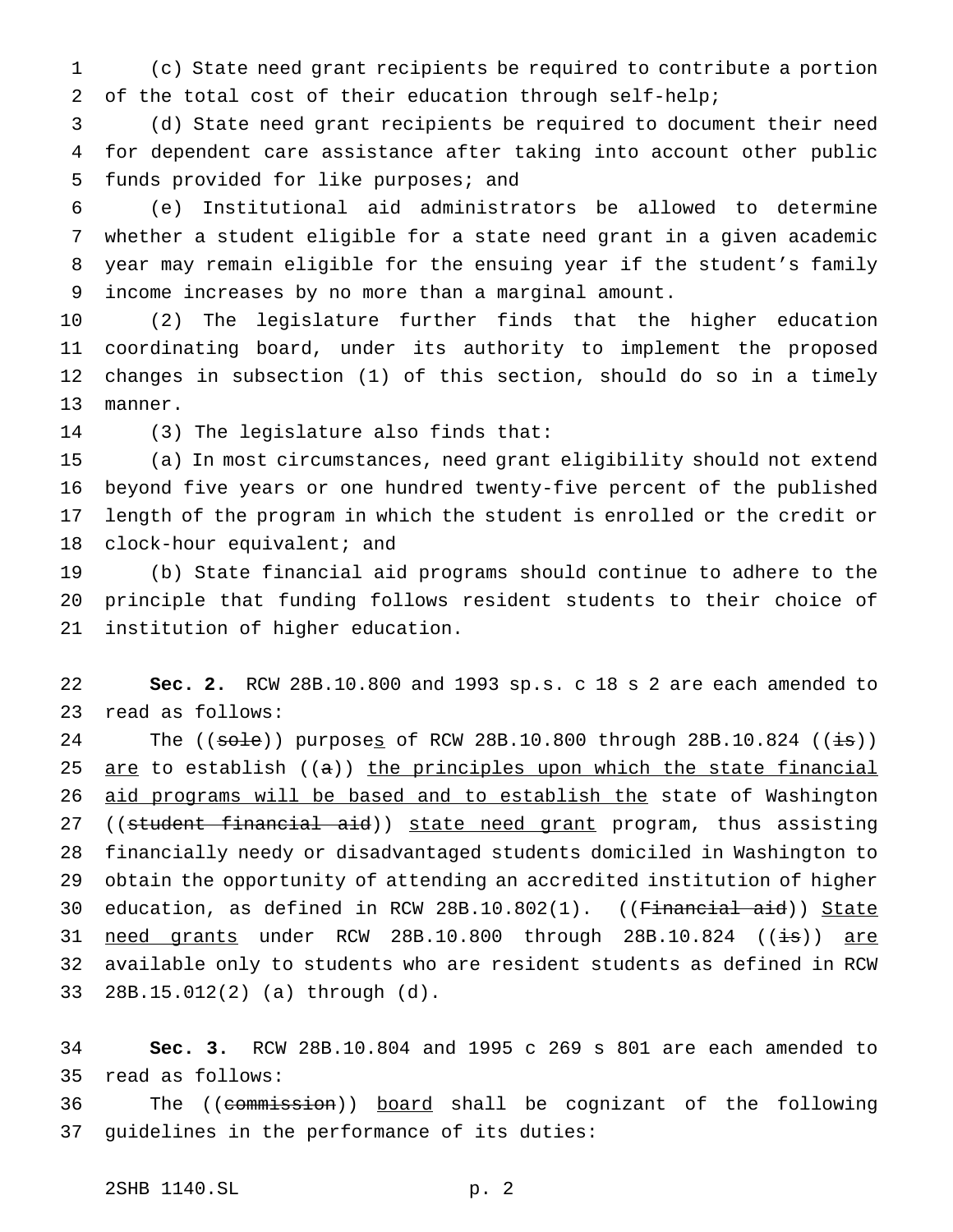(c) State need grant recipients be required to contribute a portion of the total cost of their education through self-help;

(d) State need grant recipients be required to document their need for dependent care assistance after taking into account other public funds provided for like purposes; and

(e) Institutional aid administrators be allowed to determine whether a student eligible for a state need grant in a given academic year may remain eligible for the ensuing year if the student's family income increases by no more than a marginal amount.

(2) The legislature further finds that the higher education coordinating board, under its authority to implement the proposed changes in subsection (1) of this section, should do so in a timely manner.

(3) The legislature also finds that:

(a) In most circumstances, need grant eligibility should not extend beyond five years or one hundred twenty-five percent of the published length of the program in which the student is enrolled or the credit or clock-hour equivalent; and

(b) State financial aid programs should continue to adhere to the principle that funding follows resident students to their choice of institution of higher education.

**Sec. 2.** RCW 28B.10.800 and 1993 sp.s. c 18 s 2 are each amended to read as follows:

The ((~~sole~~)) purposes of RCW 28B.10.800 through 28B.10.824 ((~~is~~)) are to establish ((~~a~~)) the principles upon which the state financial aid programs will be based and to establish the state of Washington ((~~student financial aid~~)) state need grant program, thus assisting financially needy or disadvantaged students domiciled in Washington to obtain the opportunity of attending an accredited institution of higher education, as defined in RCW 28B.10.802(1). ((~~Financial aid~~)) State need grants under RCW 28B.10.800 through 28B.10.824 ((~~is~~)) are available only to students who are resident students as defined in RCW 28B.15.012(2) (a) through (d).

**Sec. 3.** RCW 28B.10.804 and 1995 c 269 s 801 are each amended to read as follows:

The ((~~commission~~)) board shall be cognizant of the following guidelines in the performance of its duties: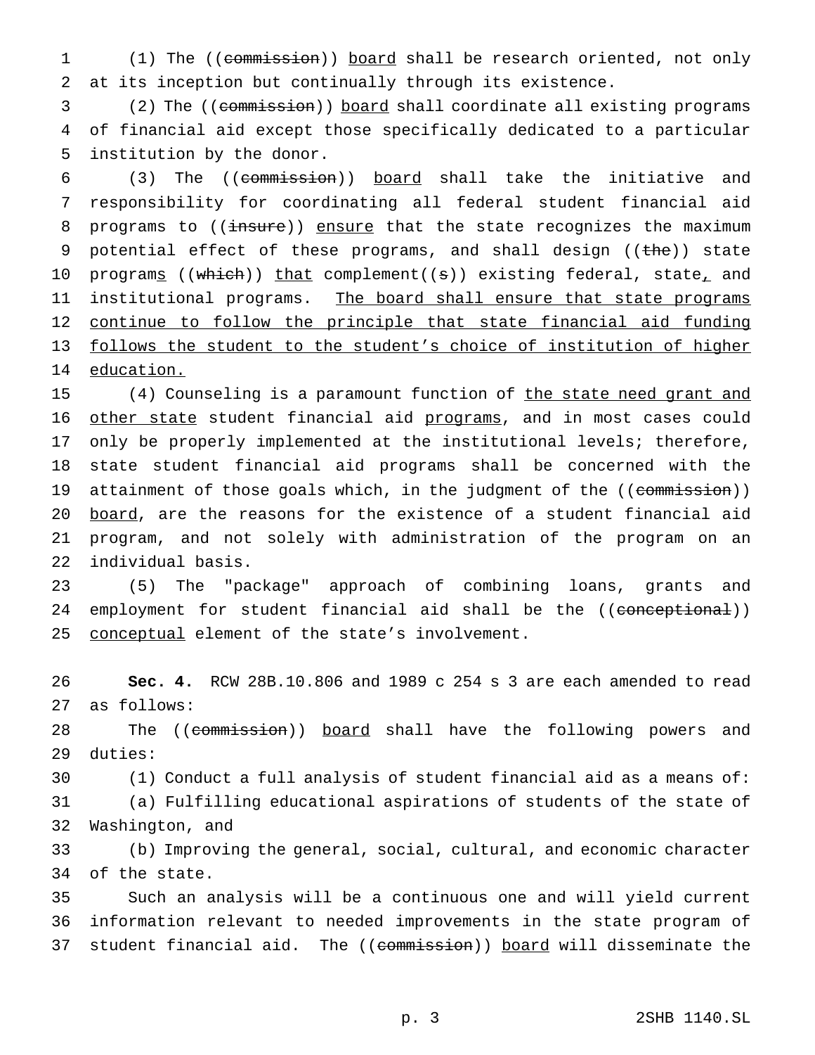(1) The ((commission)) board shall be research oriented, not only at its inception but continually through its existence.

(2) The ((commission)) board shall coordinate all existing programs of financial aid except those specifically dedicated to a particular institution by the donor.

(3) The ((commission)) board shall take the initiative and responsibility for coordinating all federal student financial aid programs to ((insure)) ensure that the state recognizes the maximum potential effect of these programs, and shall design ((the)) state programs ((which)) that complement((s)) existing federal, state, and institutional programs. The board shall ensure that state programs continue to follow the principle that state financial aid funding follows the student to the student's choice of institution of higher education.

(4) Counseling is a paramount function of the state need grant and other state student financial aid programs, and in most cases could only be properly implemented at the institutional levels; therefore, state student financial aid programs shall be concerned with the attainment of those goals which, in the judgment of the ((commission)) board, are the reasons for the existence of a student financial aid program, and not solely with administration of the program on an individual basis.

(5) The "package" approach of combining loans, grants and employment for student financial aid shall be the ((conceptional)) conceptual element of the state's involvement.

**Sec. 4.** RCW 28B.10.806 and 1989 c 254 s 3 are each amended to read as follows:

The ((commission)) board shall have the following powers and duties:

(1) Conduct a full analysis of student financial aid as a means of:

(a) Fulfilling educational aspirations of students of the state of Washington, and

(b) Improving the general, social, cultural, and economic character of the state.

Such an analysis will be a continuous one and will yield current information relevant to needed improvements in the state program of student financial aid. The ((commission)) board will disseminate the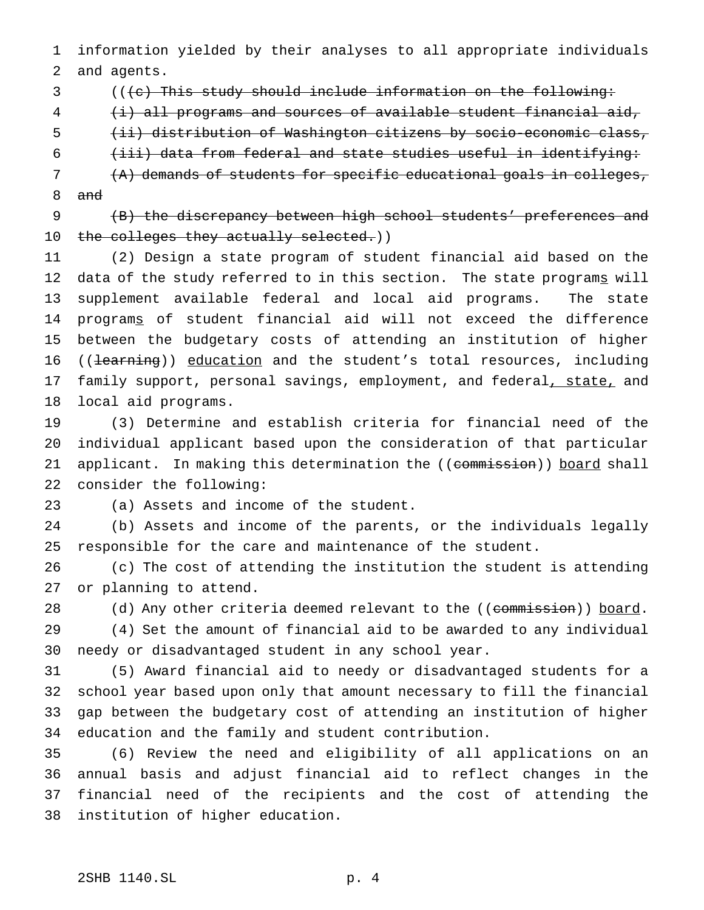information yielded by their analyses to all appropriate individuals and agents.

(((c) This study should include information on the following:

(i) all programs and sources of available student financial aid,

(ii) distribution of Washington citizens by socio-economic class,

(iii) data from federal and state studies useful in identifying:

(A) demands of students for specific educational goals in colleges, and

(B) the discrepancy between high school students' preferences and the colleges they actually selected.))

(2) Design a state program of student financial aid based on the data of the study referred to in this section. The state programs will supplement available federal and local aid programs. The state programs of student financial aid will not exceed the difference between the budgetary costs of attending an institution of higher ((learning)) education and the student's total resources, including family support, personal savings, employment, and federal, state, and local aid programs.

(3) Determine and establish criteria for financial need of the individual applicant based upon the consideration of that particular applicant. In making this determination the ((commission)) board shall consider the following:

(a) Assets and income of the student.

(b) Assets and income of the parents, or the individuals legally responsible for the care and maintenance of the student.

(c) The cost of attending the institution the student is attending or planning to attend.

(d) Any other criteria deemed relevant to the ((commission)) board.

(4) Set the amount of financial aid to be awarded to any individual needy or disadvantaged student in any school year.

(5) Award financial aid to needy or disadvantaged students for a school year based upon only that amount necessary to fill the financial gap between the budgetary cost of attending an institution of higher education and the family and student contribution.

(6) Review the need and eligibility of all applications on an annual basis and adjust financial aid to reflect changes in the financial need of the recipients and the cost of attending the institution of higher education.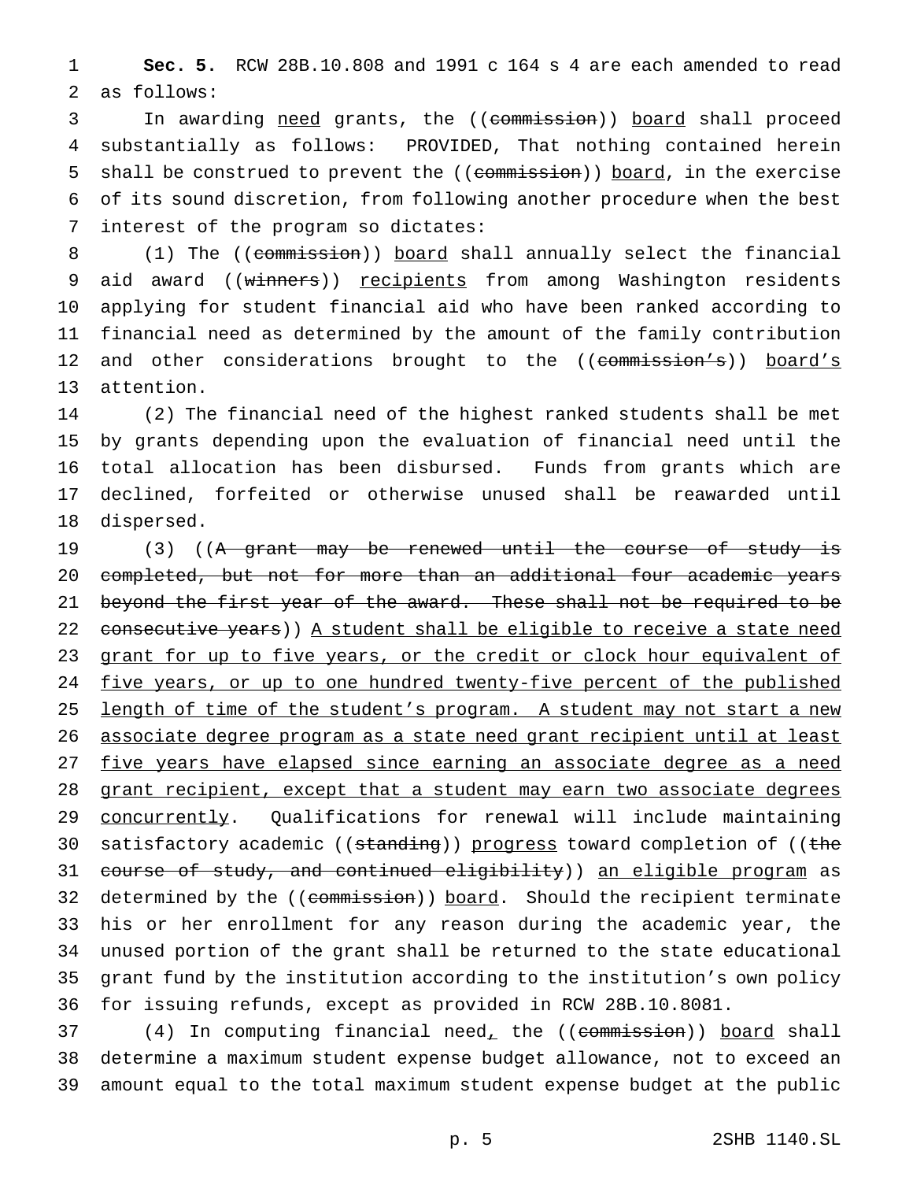**Sec. 5.** RCW 28B.10.808 and 1991 c 164 s 4 are each amended to read as follows:

In awarding need grants, the ((~~commission~~)) board shall proceed substantially as follows: PROVIDED, That nothing contained herein shall be construed to prevent the ((~~commission~~)) board, in the exercise of its sound discretion, from following another procedure when the best interest of the program so dictates:

(1) The ((~~commission~~)) board shall annually select the financial aid award ((~~winners~~)) recipients from among Washington residents applying for student financial aid who have been ranked according to financial need as determined by the amount of the family contribution and other considerations brought to the ((~~commission's~~)) board's attention.

(2) The financial need of the highest ranked students shall be met by grants depending upon the evaluation of financial need until the total allocation has been disbursed. Funds from grants which are declined, forfeited or otherwise unused shall be reawarded until dispersed.

(3) ((~~A grant may be renewed until the course of study is completed, but not for more than an additional four academic years beyond the first year of the award. These shall not be required to be consecutive years~~)) A student shall be eligible to receive a state need grant for up to five years, or the credit or clock hour equivalent of five years, or up to one hundred twenty-five percent of the published length of time of the student's program. A student may not start a new associate degree program as a state need grant recipient until at least five years have elapsed since earning an associate degree as a need grant recipient, except that a student may earn two associate degrees concurrently. Qualifications for renewal will include maintaining satisfactory academic ((~~standing~~)) progress toward completion of ((~~the course of study, and continued eligibility~~)) an eligible program as determined by the ((~~commission~~)) board. Should the recipient terminate his or her enrollment for any reason during the academic year, the unused portion of the grant shall be returned to the state educational grant fund by the institution according to the institution's own policy for issuing refunds, except as provided in RCW 28B.10.8081.

(4) In computing financial need, the ((~~commission~~)) board shall determine a maximum student expense budget allowance, not to exceed an amount equal to the total maximum student expense budget at the public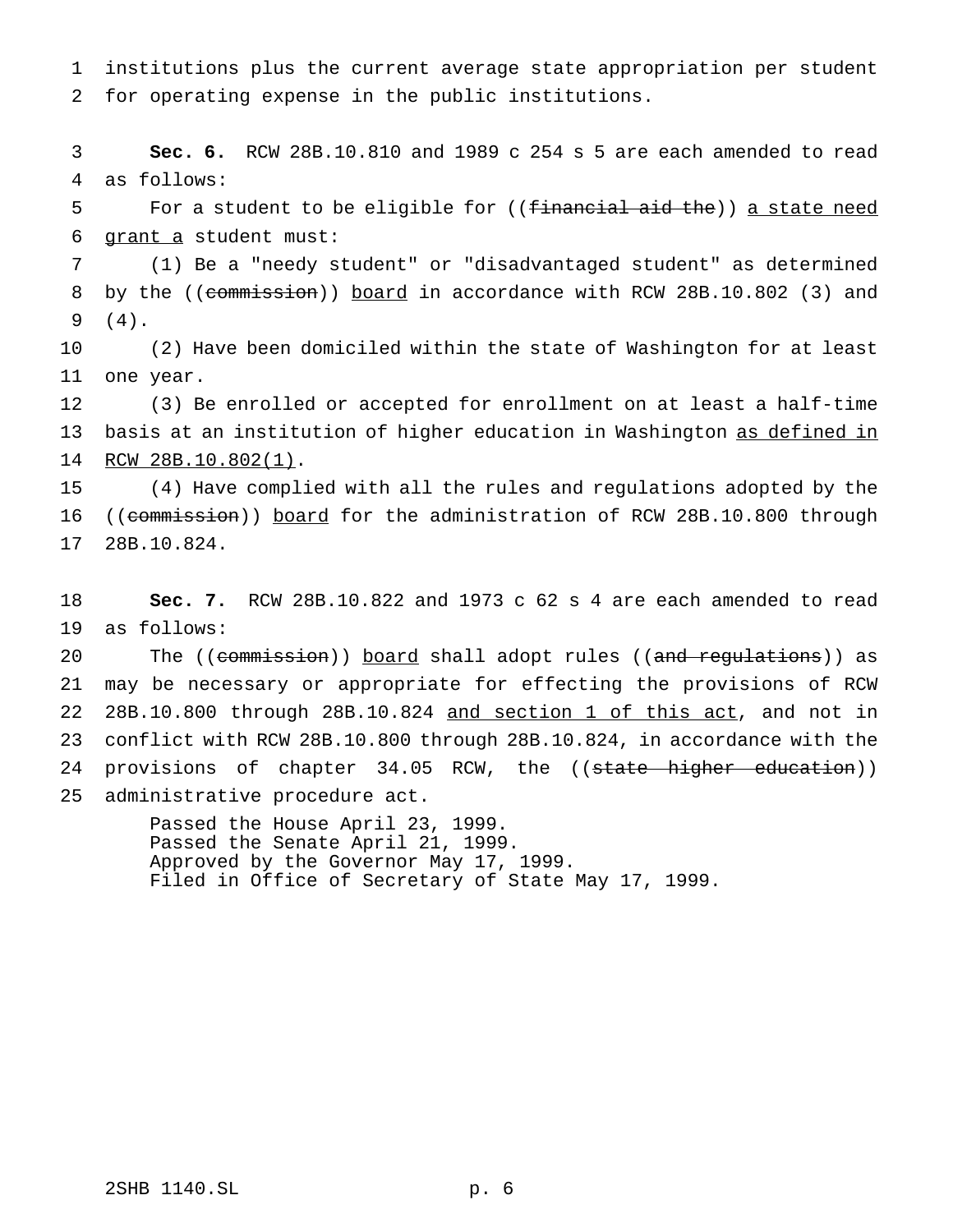institutions plus the current average state appropriation per student for operating expense in the public institutions.

**Sec. 6.** RCW 28B.10.810 and 1989 c 254 s 5 are each amended to read as follows:

For a student to be eligible for ((~~financial aid the~~)) <u>a state need grant a</u> student must:

(1) Be a "needy student" or "disadvantaged student" as determined by the ((~~commission~~)) <u>board</u> in accordance with RCW 28B.10.802 (3) and (4).

(2) Have been domiciled within the state of Washington for at least one year.

(3) Be enrolled or accepted for enrollment on at least a half-time basis at an institution of higher education in Washington <u>as defined in RCW 28B.10.802(1)</u>.

(4) Have complied with all the rules and regulations adopted by the ((~~commission~~)) <u>board</u> for the administration of RCW 28B.10.800 through 28B.10.824.

**Sec. 7.** RCW 28B.10.822 and 1973 c 62 s 4 are each amended to read as follows:

The ((~~commission~~)) <u>board</u> shall adopt rules ((~~and regulations~~)) as may be necessary or appropriate for effecting the provisions of RCW 28B.10.800 through 28B.10.824 <u>and section 1 of this act</u>, and not in conflict with RCW 28B.10.800 through 28B.10.824, in accordance with the provisions of chapter 34.05 RCW, the ((~~state higher education~~)) administrative procedure act.

Passed the House April 23, 1999.
Passed the Senate April 21, 1999.
Approved by the Governor May 17, 1999.
Filed in Office of Secretary of State May 17, 1999.